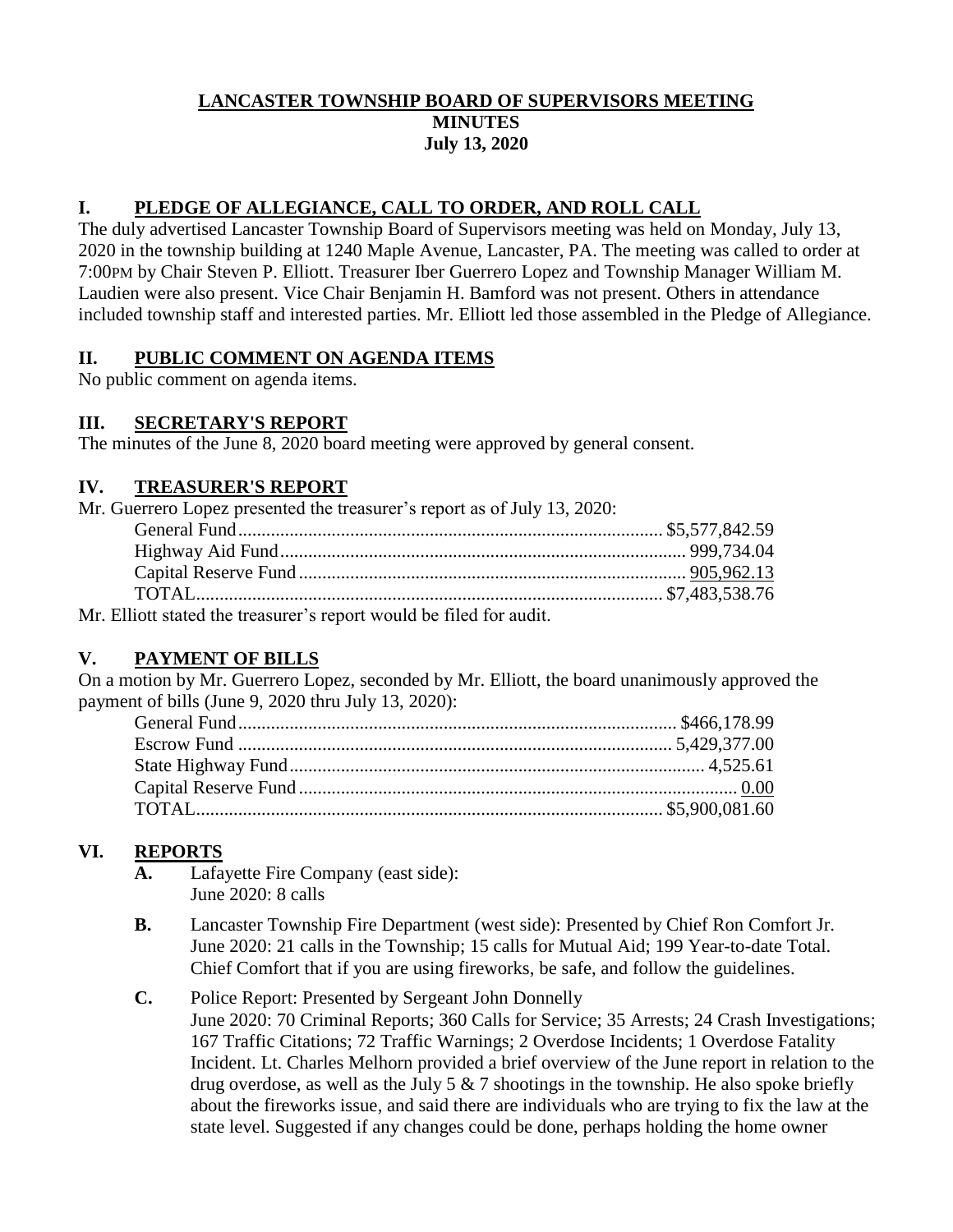# LANCASTER TOWNSHIP BOARD OF SUPERVISORS MEETING
## MINUTES
## July 13, 2020

## I. PLEDGE OF ALLEGIANCE, CALL TO ORDER, AND ROLL CALL

The duly advertised Lancaster Township Board of Supervisors meeting was held on Monday, July 13, 2020 in the township building at 1240 Maple Avenue, Lancaster, PA. The meeting was called to order at 7:00PM by Chair Steven P. Elliott. Treasurer Iber Guerrero Lopez and Township Manager William M. Laudien were also present. Vice Chair Benjamin H. Bamford was not present. Others in attendance included township staff and interested parties. Mr. Elliott led those assembled in the Pledge of Allegiance.

## II. PUBLIC COMMENT ON AGENDA ITEMS

No public comment on agenda items.

## III. SECRETARY'S REPORT

The minutes of the June 8, 2020 board meeting were approved by general consent.

## IV. TREASURER'S REPORT

Mr. Guerrero Lopez presented the treasurer's report as of July 13, 2020:

| | |
|---|---|
| General Fund | $5,577,842.59 |
| Highway Aid Fund | 999,734.04 |
| Capital Reserve Fund | 905,962.13 |
| TOTAL | $7,483,538.76 |

Mr. Elliott stated the treasurer's report would be filed for audit.

## V. PAYMENT OF BILLS

On a motion by Mr. Guerrero Lopez, seconded by Mr. Elliott, the board unanimously approved the payment of bills (June 9, 2020 thru July 13, 2020):

| | |
|---|---|
| General Fund | $466,178.99 |
| Escrow Fund | 5,429,377.00 |
| State Highway Fund | 4,525.61 |
| Capital Reserve Fund | 0.00 |
| TOTAL | $5,900,081.60 |

## VI. REPORTS

**A.** Lafayette Fire Company (east side):
June 2020: 8 calls

**B.** Lancaster Township Fire Department (west side): Presented by Chief Ron Comfort Jr.
June 2020: 21 calls in the Township; 15 calls for Mutual Aid; 199 Year-to-date Total.
Chief Comfort that if you are using fireworks, be safe, and follow the guidelines.

**C.** Police Report: Presented by Sergeant John Donnelly
June 2020: 70 Criminal Reports; 360 Calls for Service; 35 Arrests; 24 Crash Investigations; 167 Traffic Citations; 72 Traffic Warnings; 2 Overdose Incidents; 1 Overdose Fatality Incident. Lt. Charles Melhorn provided a brief overview of the June report in relation to the drug overdose, as well as the July 5 & 7 shootings in the township. He also spoke briefly about the fireworks issue, and said there are individuals who are trying to fix the law at the state level. Suggested if any changes could be done, perhaps holding the home owner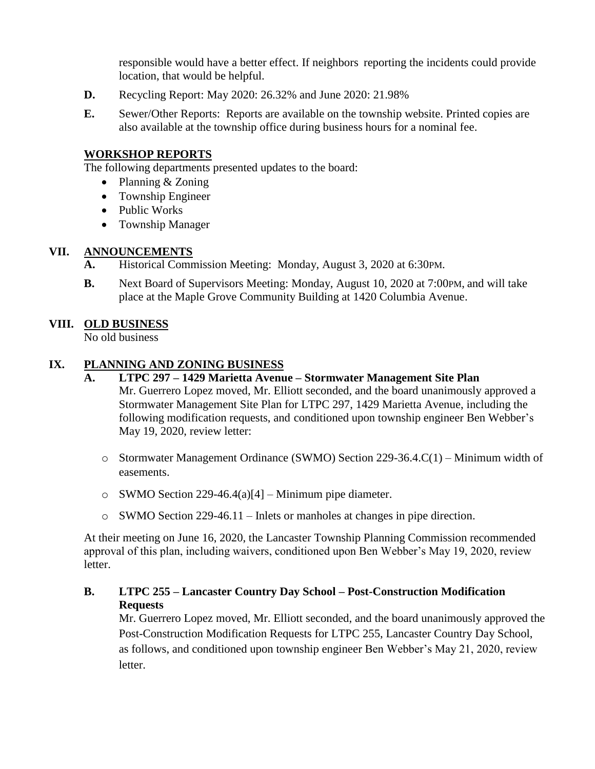responsible would have a better effect. If neighbors reporting the incidents could provide location, that would be helpful.

**D.** Recycling Report: May 2020: 26.32% and June 2020: 21.98%

**E.** Sewer/Other Reports: Reports are available on the township website. Printed copies are also available at the township office during business hours for a nominal fee.

**WORKSHOP REPORTS**

The following departments presented updates to the board:

- Planning & Zoning
- Township Engineer
- Public Works
- Township Manager

## VII. ANNOUNCEMENTS

**A.** Historical Commission Meeting: Monday, August 3, 2020 at 6:30PM.

**B.** Next Board of Supervisors Meeting: Monday, August 10, 2020 at 7:00PM, and will take place at the Maple Grove Community Building at 1420 Columbia Avenue.

## VIII. OLD BUSINESS

No old business

## IX. PLANNING AND ZONING BUSINESS

**A. LTPC 297 – 1429 Marietta Avenue – Stormwater Management Site Plan**

Mr. Guerrero Lopez moved, Mr. Elliott seconded, and the board unanimously approved a Stormwater Management Site Plan for LTPC 297, 1429 Marietta Avenue, including the following modification requests, and conditioned upon township engineer Ben Webber's May 19, 2020, review letter:

- Stormwater Management Ordinance (SWMO) Section 229-36.4.C(1) – Minimum width of easements.
- SWMO Section 229-46.4(a)[4] – Minimum pipe diameter.
- SWMO Section 229-46.11 – Inlets or manholes at changes in pipe direction.

At their meeting on June 16, 2020, the Lancaster Township Planning Commission recommended approval of this plan, including waivers, conditioned upon Ben Webber's May 19, 2020, review letter.

**B. LTPC 255 – Lancaster Country Day School – Post-Construction Modification Requests**

Mr. Guerrero Lopez moved, Mr. Elliott seconded, and the board unanimously approved the Post-Construction Modification Requests for LTPC 255, Lancaster Country Day School, as follows, and conditioned upon township engineer Ben Webber's May 21, 2020, review letter.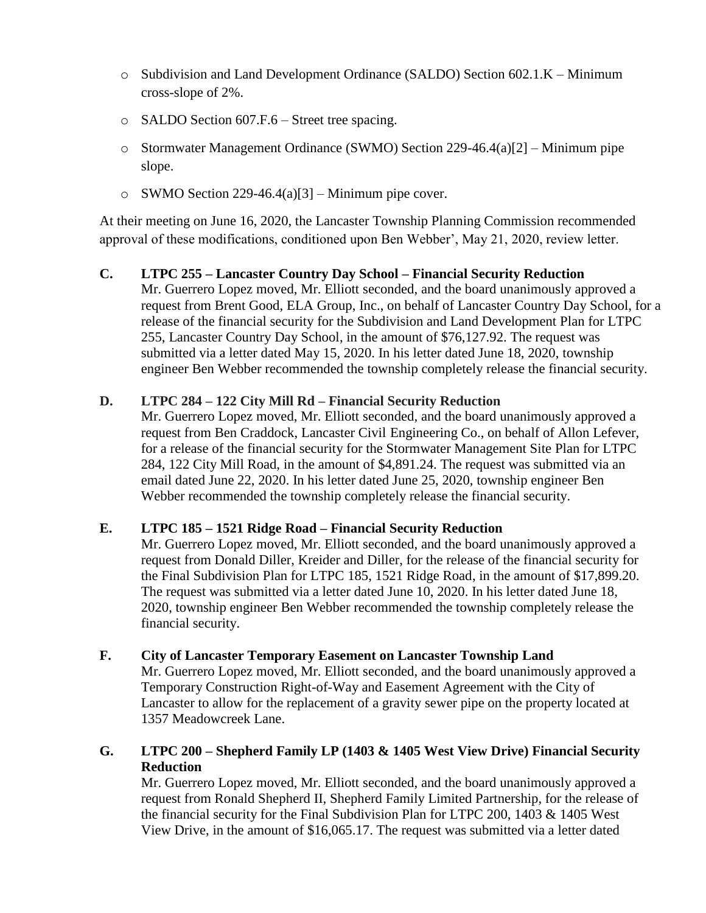- Subdivision and Land Development Ordinance (SALDO) Section 602.1.K – Minimum cross-slope of 2%.
- SALDO Section 607.F.6 – Street tree spacing.
- Stormwater Management Ordinance (SWMO) Section 229-46.4(a)[2] – Minimum pipe slope.
- SWMO Section 229-46.4(a)[3] – Minimum pipe cover.

At their meeting on June 16, 2020, the Lancaster Township Planning Commission recommended approval of these modifications, conditioned upon Ben Webber', May 21, 2020, review letter.

**C. LTPC 255 – Lancaster Country Day School – Financial Security Reduction**

Mr. Guerrero Lopez moved, Mr. Elliott seconded, and the board unanimously approved a request from Brent Good, ELA Group, Inc., on behalf of Lancaster Country Day School, for a release of the financial security for the Subdivision and Land Development Plan for LTPC 255, Lancaster Country Day School, in the amount of $76,127.92. The request was submitted via a letter dated May 15, 2020. In his letter dated June 18, 2020, township engineer Ben Webber recommended the township completely release the financial security.

**D. LTPC 284 – 122 City Mill Rd – Financial Security Reduction**

Mr. Guerrero Lopez moved, Mr. Elliott seconded, and the board unanimously approved a request from Ben Craddock, Lancaster Civil Engineering Co., on behalf of Allon Lefever, for a release of the financial security for the Stormwater Management Site Plan for LTPC 284, 122 City Mill Road, in the amount of $4,891.24. The request was submitted via an email dated June 22, 2020. In his letter dated June 25, 2020, township engineer Ben Webber recommended the township completely release the financial security.

**E. LTPC 185 – 1521 Ridge Road – Financial Security Reduction**

Mr. Guerrero Lopez moved, Mr. Elliott seconded, and the board unanimously approved a request from Donald Diller, Kreider and Diller, for the release of the financial security for the Final Subdivision Plan for LTPC 185, 1521 Ridge Road, in the amount of $17,899.20. The request was submitted via a letter dated June 10, 2020. In his letter dated June 18, 2020, township engineer Ben Webber recommended the township completely release the financial security.

**F. City of Lancaster Temporary Easement on Lancaster Township Land**

Mr. Guerrero Lopez moved, Mr. Elliott seconded, and the board unanimously approved a Temporary Construction Right-of-Way and Easement Agreement with the City of Lancaster to allow for the replacement of a gravity sewer pipe on the property located at 1357 Meadowcreek Lane.

**G. LTPC 200 – Shepherd Family LP (1403 & 1405 West View Drive) Financial Security Reduction**

Mr. Guerrero Lopez moved, Mr. Elliott seconded, and the board unanimously approved a request from Ronald Shepherd II, Shepherd Family Limited Partnership, for the release of the financial security for the Final Subdivision Plan for LTPC 200, 1403 & 1405 West View Drive, in the amount of $16,065.17. The request was submitted via a letter dated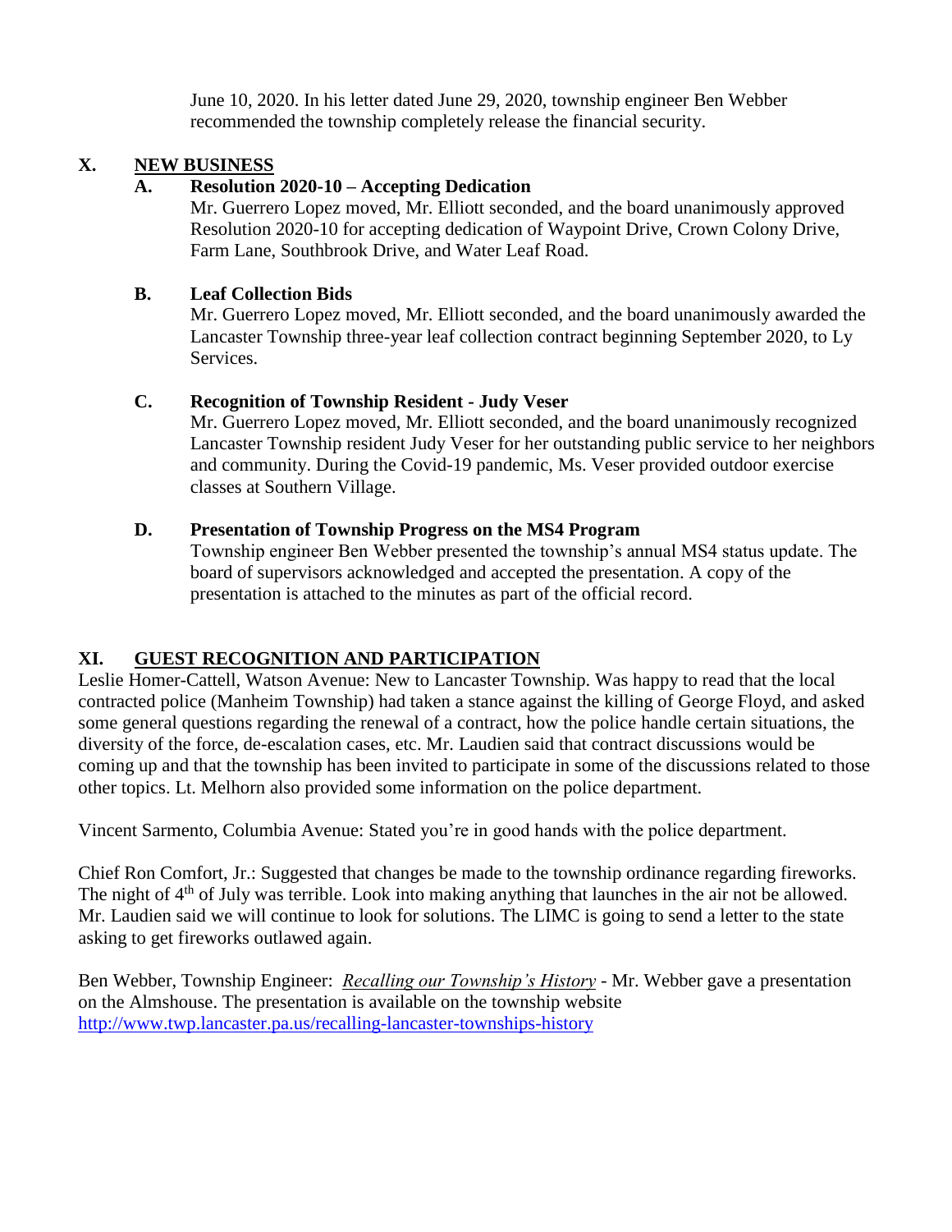June 10, 2020. In his letter dated June 29, 2020, township engineer Ben Webber recommended the township completely release the financial security.

## X. NEW BUSINESS

### A. Resolution 2020-10 – Accepting Dedication

Mr. Guerrero Lopez moved, Mr. Elliott seconded, and the board unanimously approved Resolution 2020-10 for accepting dedication of Waypoint Drive, Crown Colony Drive, Farm Lane, Southbrook Drive, and Water Leaf Road.

### B. Leaf Collection Bids

Mr. Guerrero Lopez moved, Mr. Elliott seconded, and the board unanimously awarded the Lancaster Township three-year leaf collection contract beginning September 2020, to Ly Services.

### C. Recognition of Township Resident - Judy Veser

Mr. Guerrero Lopez moved, Mr. Elliott seconded, and the board unanimously recognized Lancaster Township resident Judy Veser for her outstanding public service to her neighbors and community. During the Covid-19 pandemic, Ms. Veser provided outdoor exercise classes at Southern Village.

### D. Presentation of Township Progress on the MS4 Program

Township engineer Ben Webber presented the township's annual MS4 status update. The board of supervisors acknowledged and accepted the presentation. A copy of the presentation is attached to the minutes as part of the official record.

## XI. GUEST RECOGNITION AND PARTICIPATION

Leslie Homer-Cattell, Watson Avenue: New to Lancaster Township. Was happy to read that the local contracted police (Manheim Township) had taken a stance against the killing of George Floyd, and asked some general questions regarding the renewal of a contract, how the police handle certain situations, the diversity of the force, de-escalation cases, etc. Mr. Laudien said that contract discussions would be coming up and that the township has been invited to participate in some of the discussions related to those other topics. Lt. Melhorn also provided some information on the police department.

Vincent Sarmento, Columbia Avenue: Stated you're in good hands with the police department.

Chief Ron Comfort, Jr.: Suggested that changes be made to the township ordinance regarding fireworks. The night of 4th of July was terrible. Look into making anything that launches in the air not be allowed. Mr. Laudien said we will continue to look for solutions. The LIMC is going to send a letter to the state asking to get fireworks outlawed again.

Ben Webber, Township Engineer: *Recalling our Township's History* - Mr. Webber gave a presentation on the Almshouse. The presentation is available on the township website http://www.twp.lancaster.pa.us/recalling-lancaster-townships-history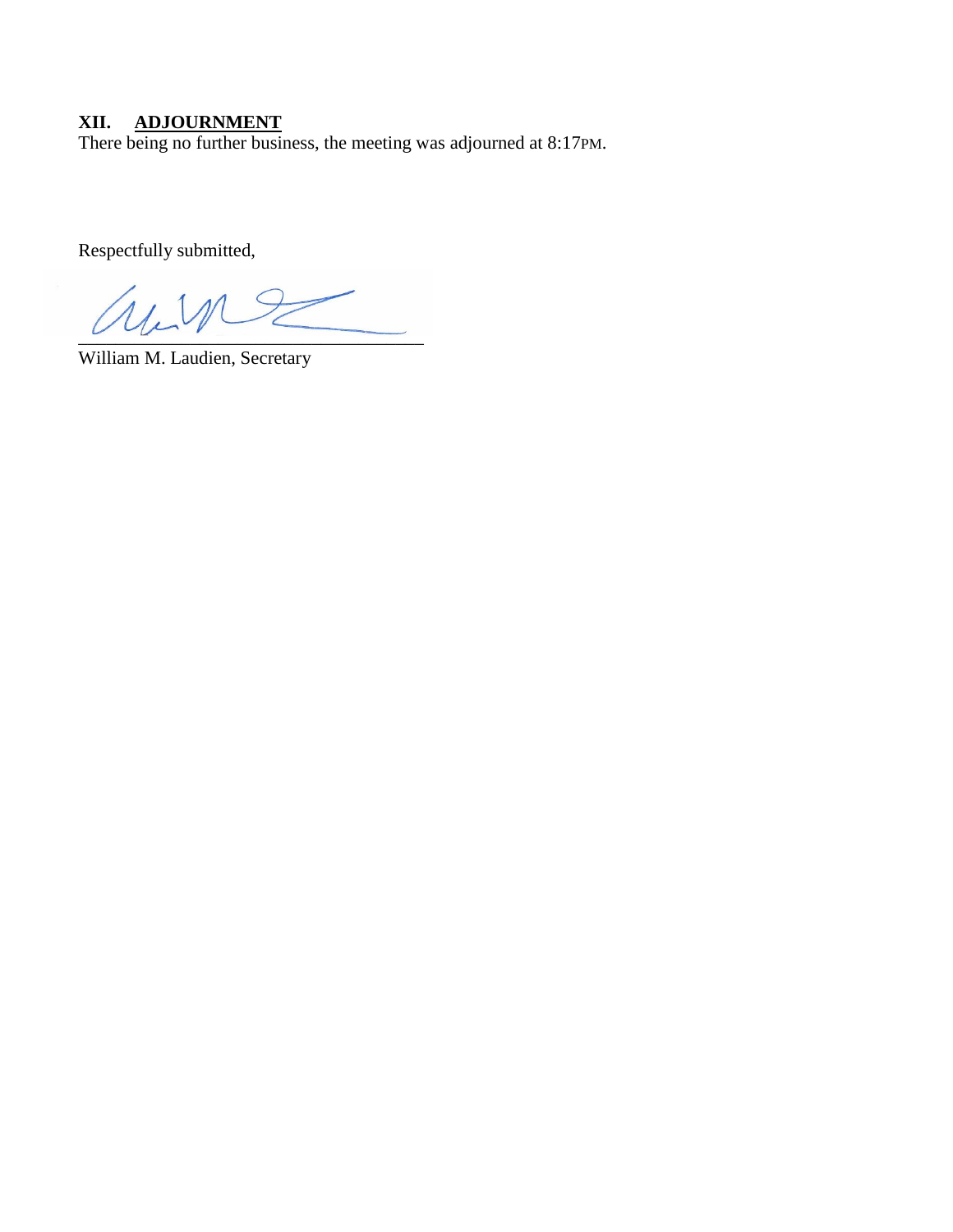## XII. ADJOURNMENT

There being no further business, the meeting was adjourned at 8:17PM.

Respectfully submitted,

William M. Laudien, Secretary